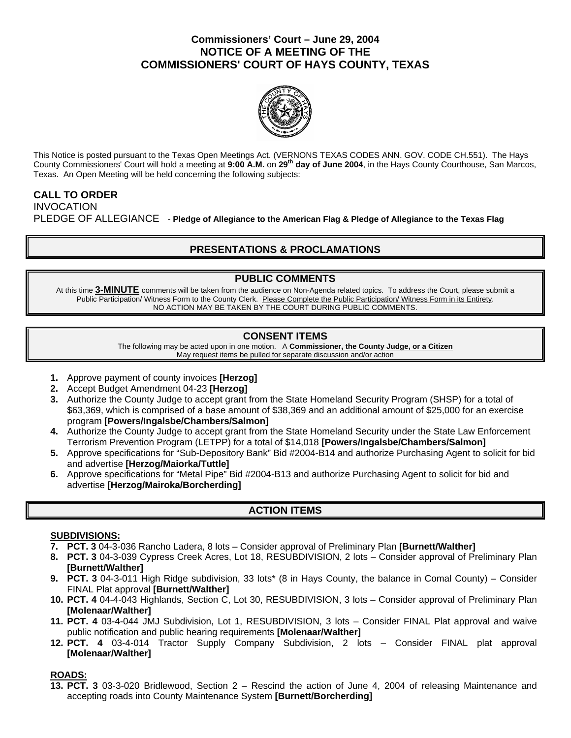# Commissioners' Court – June 29, 2004
# NOTICE OF A MEETING OF THE COMMISSIONERS' COURT OF HAYS COUNTY, TEXAS

This Notice is posted pursuant to the Texas Open Meetings Act. (VERNONS TEXAS CODES ANN. GOV. CODE CH.551). The Hays County Commissioners' Court will hold a meeting at **9:00 A.M.** on **29th day of June 2004**, in the Hays County Courthouse, San Marcos, Texas. An Open Meeting will be held concerning the following subjects:

**CALL TO ORDER**

INVOCATION

PLEDGE OF ALLEGIANCE - **Pledge of Allegiance to the American Flag & Pledge of Allegiance to the Texas Flag**

## PRESENTATIONS & PROCLAMATIONS

## PUBLIC COMMENTS

At this time **3-MINUTE** comments will be taken from the audience on Non-Agenda related topics. To address the Court, please submit a Public Participation/ Witness Form to the County Clerk. Please Complete the Public Participation/ Witness Form in its Entirety. NO ACTION MAY BE TAKEN BY THE COURT DURING PUBLIC COMMENTS.

## CONSENT ITEMS

The following may be acted upon in one motion. A **Commissioner, the County Judge, or a Citizen** May request items be pulled for separate discussion and/or action

1. Approve payment of county invoices **[Herzog]**
2. Accept Budget Amendment 04-23 **[Herzog]**
3. Authorize the County Judge to accept grant from the State Homeland Security Program (SHSP) for a total of $63,369, which is comprised of a base amount of $38,369 and an additional amount of $25,000 for an exercise program **[Powers/Ingalsbe/Chambers/Salmon]**
4. Authorize the County Judge to accept grant from the State Homeland Security under the State Law Enforcement Terrorism Prevention Program (LETPP) for a total of $14,018 **[Powers/Ingalsbe/Chambers/Salmon]**
5. Approve specifications for "Sub-Depository Bank" Bid #2004-B14 and authorize Purchasing Agent to solicit for bid and advertise **[Herzog/Maiorka/Tuttle]**
6. Approve specifications for "Metal Pipe" Bid #2004-B13 and authorize Purchasing Agent to solicit for bid and advertise **[Herzog/Mairoka/Borcherding]**

## ACTION ITEMS

**SUBDIVISIONS:**

7. **PCT. 3** 04-3-036 Rancho Ladera, 8 lots – Consider approval of Preliminary Plan **[Burnett/Walther]**
8. **PCT. 3** 04-3-039 Cypress Creek Acres, Lot 18, RESUBDIVISION, 2 lots – Consider approval of Preliminary Plan **[Burnett/Walther]**
9. **PCT. 3** 04-3-011 High Ridge subdivision, 33 lots* (8 in Hays County, the balance in Comal County) – Consider FINAL Plat approval **[Burnett/Walther]**
10. **PCT. 4** 04-4-043 Highlands, Section C, Lot 30, RESUBDIVISION, 3 lots – Consider approval of Preliminary Plan **[Molenaar/Walther]**
11. **PCT. 4** 03-4-044 JMJ Subdivision, Lot 1, RESUBDIVISION, 3 lots – Consider FINAL Plat approval and waive public notification and public hearing requirements **[Molenaar/Walther]**
12. **PCT. 4** 03-4-014 Tractor Supply Company Subdivision, 2 lots – Consider FINAL plat approval **[Molenaar/Walther]**

**ROADS:**

13. **PCT. 3** 03-3-020 Bridlewood, Section 2 – Rescind the action of June 4, 2004 of releasing Maintenance and accepting roads into County Maintenance System **[Burnett/Borcherding]**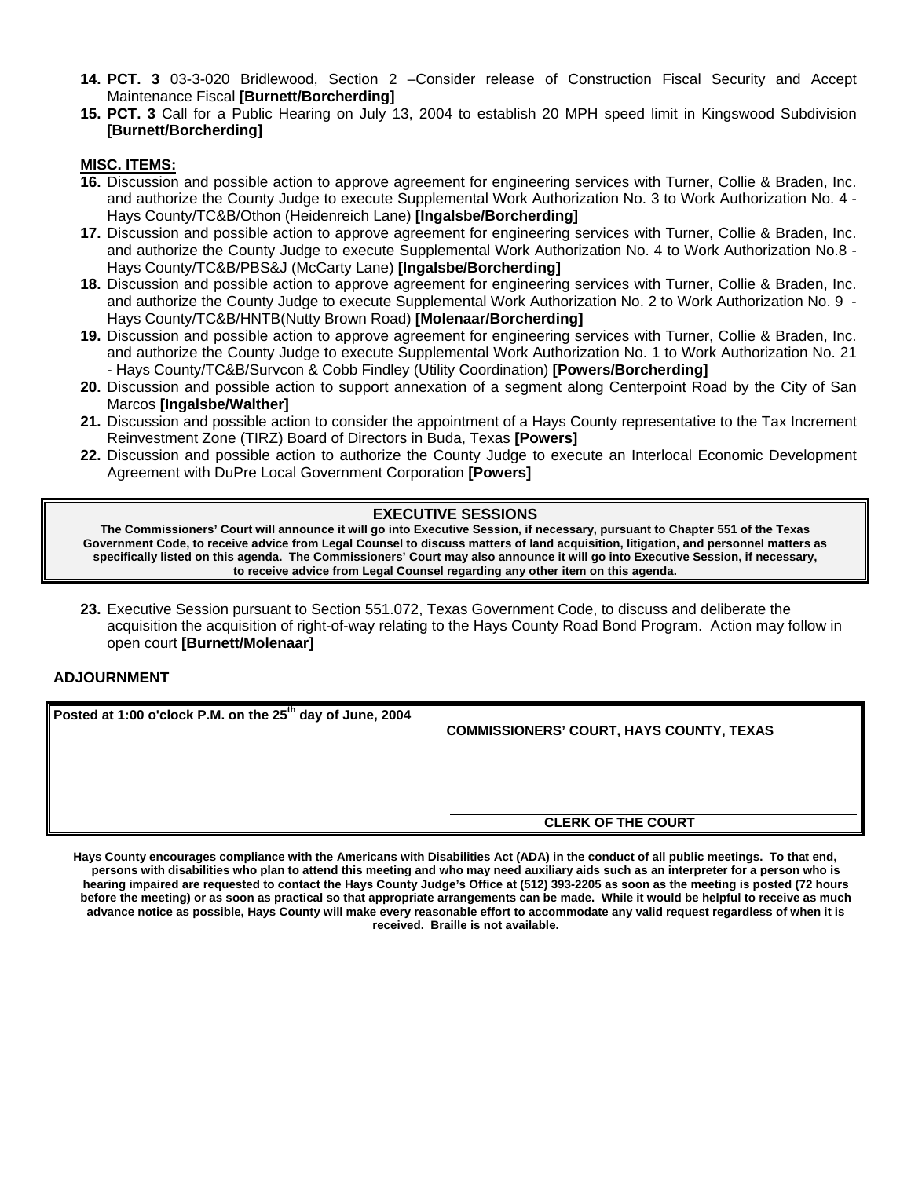14. **PCT. 3** 03-3-020 Bridlewood, Section 2 –Consider release of Construction Fiscal Security and Accept Maintenance Fiscal **[Burnett/Borcherding]**
15. **PCT. 3** Call for a Public Hearing on July 13, 2004 to establish 20 MPH speed limit in Kingswood Subdivision **[Burnett/Borcherding]**

**MISC. ITEMS:**

16. Discussion and possible action to approve agreement for engineering services with Turner, Collie & Braden, Inc. and authorize the County Judge to execute Supplemental Work Authorization No. 3 to Work Authorization No. 4 - Hays County/TC&B/Othon (Heidenreich Lane) **[Ingalsbe/Borcherding]**
17. Discussion and possible action to approve agreement for engineering services with Turner, Collie & Braden, Inc. and authorize the County Judge to execute Supplemental Work Authorization No. 4 to Work Authorization No.8 - Hays County/TC&B/PBS&J (McCarty Lane) **[Ingalsbe/Borcherding]**
18. Discussion and possible action to approve agreement for engineering services with Turner, Collie & Braden, Inc. and authorize the County Judge to execute Supplemental Work Authorization No. 2 to Work Authorization No. 9 - Hays County/TC&B/HNTB(Nutty Brown Road) **[Molenaar/Borcherding]**
19. Discussion and possible action to approve agreement for engineering services with Turner, Collie & Braden, Inc. and authorize the County Judge to execute Supplemental Work Authorization No. 1 to Work Authorization No. 21 - Hays County/TC&B/Survcon & Cobb Findley (Utility Coordination) **[Powers/Borcherding]**
20. Discussion and possible action to support annexation of a segment along Centerpoint Road by the City of San Marcos **[Ingalsbe/Walther]**
21. Discussion and possible action to consider the appointment of a Hays County representative to the Tax Increment Reinvestment Zone (TIRZ) Board of Directors in Buda, Texas **[Powers]**
22. Discussion and possible action to authorize the County Judge to execute an Interlocal Economic Development Agreement with DuPre Local Government Corporation **[Powers]**

**EXECUTIVE SESSIONS**

**The Commissioners' Court will announce it will go into Executive Session, if necessary, pursuant to Chapter 551 of the Texas Government Code, to receive advice from Legal Counsel to discuss matters of land acquisition, litigation, and personnel matters as specifically listed on this agenda. The Commissioners' Court may also announce it will go into Executive Session, if necessary, to receive advice from Legal Counsel regarding any other item on this agenda.**

23. Executive Session pursuant to Section 551.072, Texas Government Code, to discuss and deliberate the acquisition the acquisition of right-of-way relating to the Hays County Road Bond Program. Action may follow in open court **[Burnett/Molenaar]**

**ADJOURNMENT**

**Posted at 1:00 o'clock P.M. on the 25th day of June, 2004**

**COMMISSIONERS' COURT, HAYS COUNTY, TEXAS**

**CLERK OF THE COURT**

**Hays County encourages compliance with the Americans with Disabilities Act (ADA) in the conduct of all public meetings. To that end, persons with disabilities who plan to attend this meeting and who may need auxiliary aids such as an interpreter for a person who is hearing impaired are requested to contact the Hays County Judge's Office at (512) 393-2205 as soon as the meeting is posted (72 hours before the meeting) or as soon as practical so that appropriate arrangements can be made. While it would be helpful to receive as much advance notice as possible, Hays County will make every reasonable effort to accommodate any valid request regardless of when it is received. Braille is not available.**